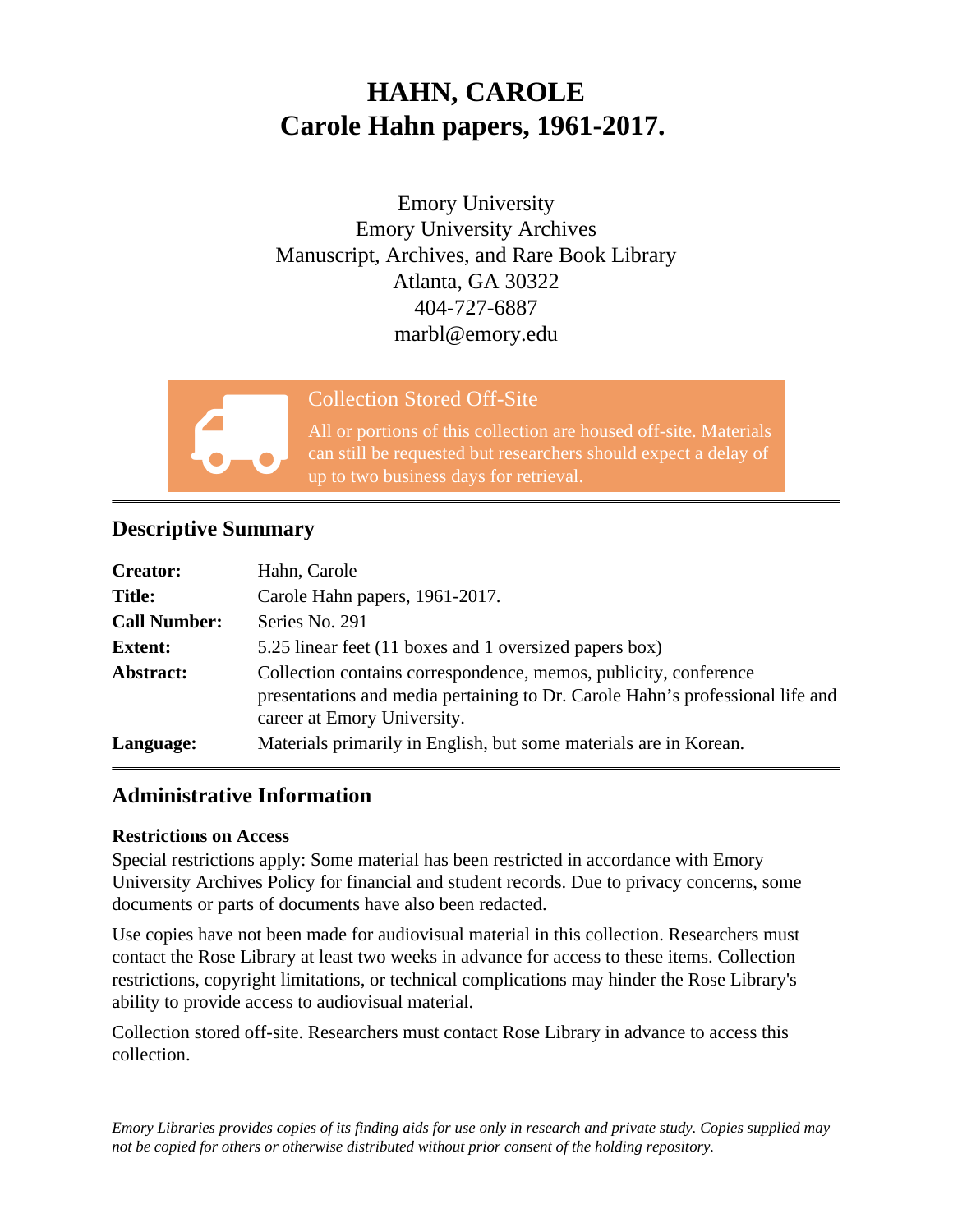# HAHN, CAROLE
# Carole Hahn papers, 1961-2017.

Emory University
Emory University Archives
Manuscript, Archives, and Rare Book Library
Atlanta, GA 30322
404-727-6887
marbl@emory.edu

**Collection Stored Off-Site**

All or portions of this collection are housed off-site. Materials can still be requested but researchers should expect a delay of up to two business days for retrieval.

## Descriptive Summary

| | |
|---|---|
| **Creator:** | Hahn, Carole |
| **Title:** | Carole Hahn papers, 1961-2017. |
| **Call Number:** | Series No. 291 |
| **Extent:** | 5.25 linear feet (11 boxes and 1 oversized papers box) |
| **Abstract:** | Collection contains correspondence, memos, publicity, conference presentations and media pertaining to Dr. Carole Hahn's professional life and career at Emory University. |
| **Language:** | Materials primarily in English, but some materials are in Korean. |

## Administrative Information

### Restrictions on Access

Special restrictions apply: Some material has been restricted in accordance with Emory University Archives Policy for financial and student records. Due to privacy concerns, some documents or parts of documents have also been redacted.

Use copies have not been made for audiovisual material in this collection. Researchers must contact the Rose Library at least two weeks in advance for access to these items. Collection restrictions, copyright limitations, or technical complications may hinder the Rose Library's ability to provide access to audiovisual material.

Collection stored off-site. Researchers must contact Rose Library in advance to access this collection.

*Emory Libraries provides copies of its finding aids for use only in research and private study. Copies supplied may not be copied for others or otherwise distributed without prior consent of the holding repository.*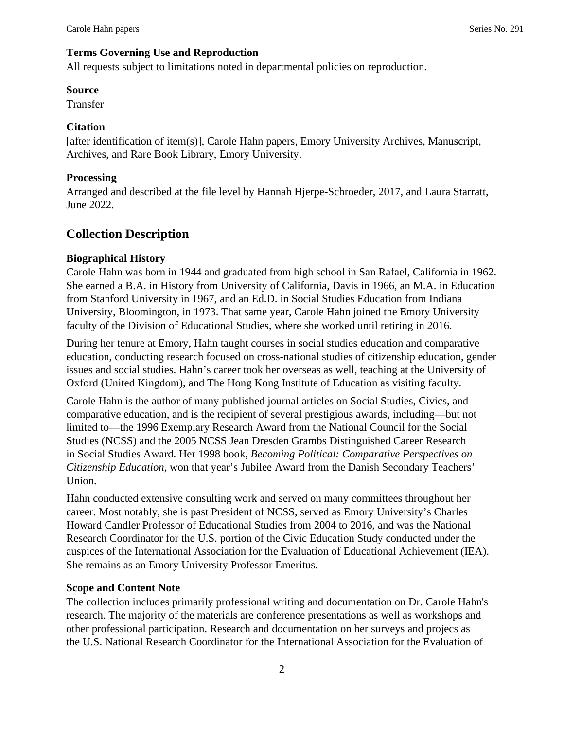### Terms Governing Use and Reproduction

All requests subject to limitations noted in departmental policies on reproduction.

### Source

Transfer

### Citation

[after identification of item(s)], Carole Hahn papers, Emory University Archives, Manuscript, Archives, and Rare Book Library, Emory University.

### Processing

Arranged and described at the file level by Hannah Hjerpe-Schroeder, 2017, and Laura Starratt, June 2022.

---

## Collection Description

### Biographical History

Carole Hahn was born in 1944 and graduated from high school in San Rafael, California in 1962. She earned a B.A. in History from University of California, Davis in 1966, an M.A. in Education from Stanford University in 1967, and an Ed.D. in Social Studies Education from Indiana University, Bloomington, in 1973. That same year, Carole Hahn joined the Emory University faculty of the Division of Educational Studies, where she worked until retiring in 2016.

During her tenure at Emory, Hahn taught courses in social studies education and comparative education, conducting research focused on cross-national studies of citizenship education, gender issues and social studies. Hahn's career took her overseas as well, teaching at the University of Oxford (United Kingdom), and The Hong Kong Institute of Education as visiting faculty.

Carole Hahn is the author of many published journal articles on Social Studies, Civics, and comparative education, and is the recipient of several prestigious awards, including—but not limited to—the 1996 Exemplary Research Award from the National Council for the Social Studies (NCSS) and the 2005 NCSS Jean Dresden Grambs Distinguished Career Research in Social Studies Award. Her 1998 book, *Becoming Political: Comparative Perspectives on Citizenship Education*, won that year's Jubilee Award from the Danish Secondary Teachers' Union.

Hahn conducted extensive consulting work and served on many committees throughout her career. Most notably, she is past President of NCSS, served as Emory University's Charles Howard Candler Professor of Educational Studies from 2004 to 2016, and was the National Research Coordinator for the U.S. portion of the Civic Education Study conducted under the auspices of the International Association for the Evaluation of Educational Achievement (IEA). She remains as an Emory University Professor Emeritus.

### Scope and Content Note

The collection includes primarily professional writing and documentation on Dr. Carole Hahn's research. The majority of the materials are conference presentations as well as workshops and other professional participation. Research and documentation on her surveys and projecs as the U.S. National Research Coordinator for the International Association for the Evaluation of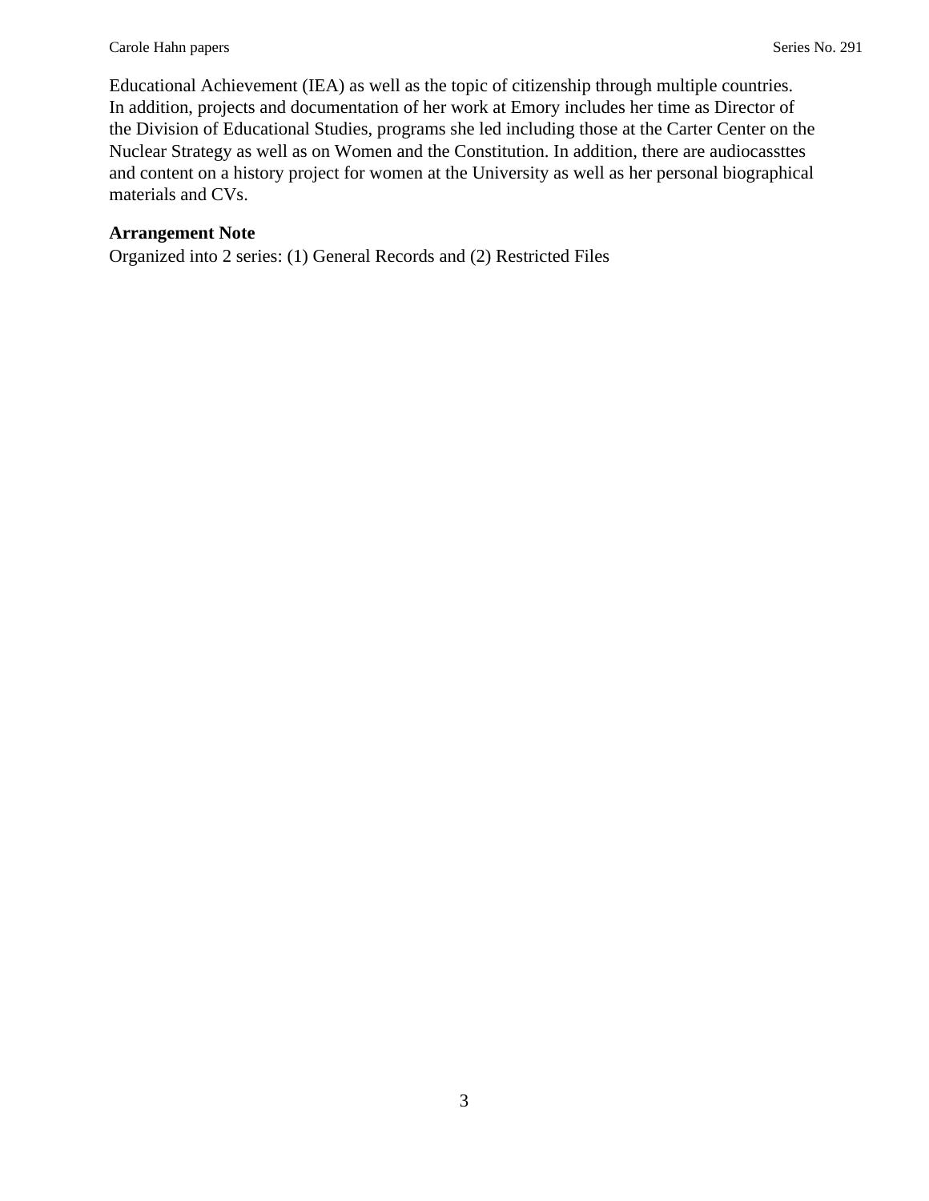Educational Achievement (IEA) as well as the topic of citizenship through multiple countries. In addition, projects and documentation of her work at Emory includes her time as Director of the Division of Educational Studies, programs she led including those at the Carter Center on the Nuclear Strategy as well as on Women and the Constitution. In addition, there are audiocassttes and content on a history project for women at the University as well as her personal biographical materials and CVs.

**Arrangement Note**

Organized into 2 series: (1) General Records and (2) Restricted Files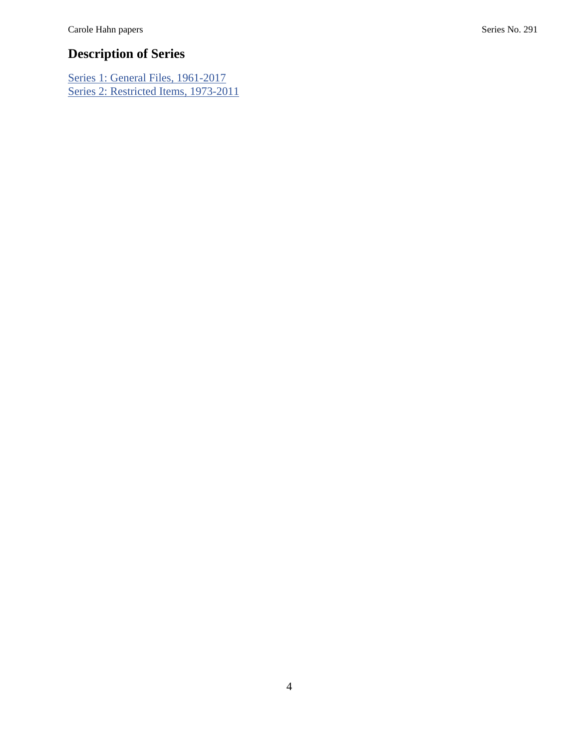## Description of Series

[Series 1: General Files, 1961-2017]
[Series 2: Restricted Items, 1973-2011]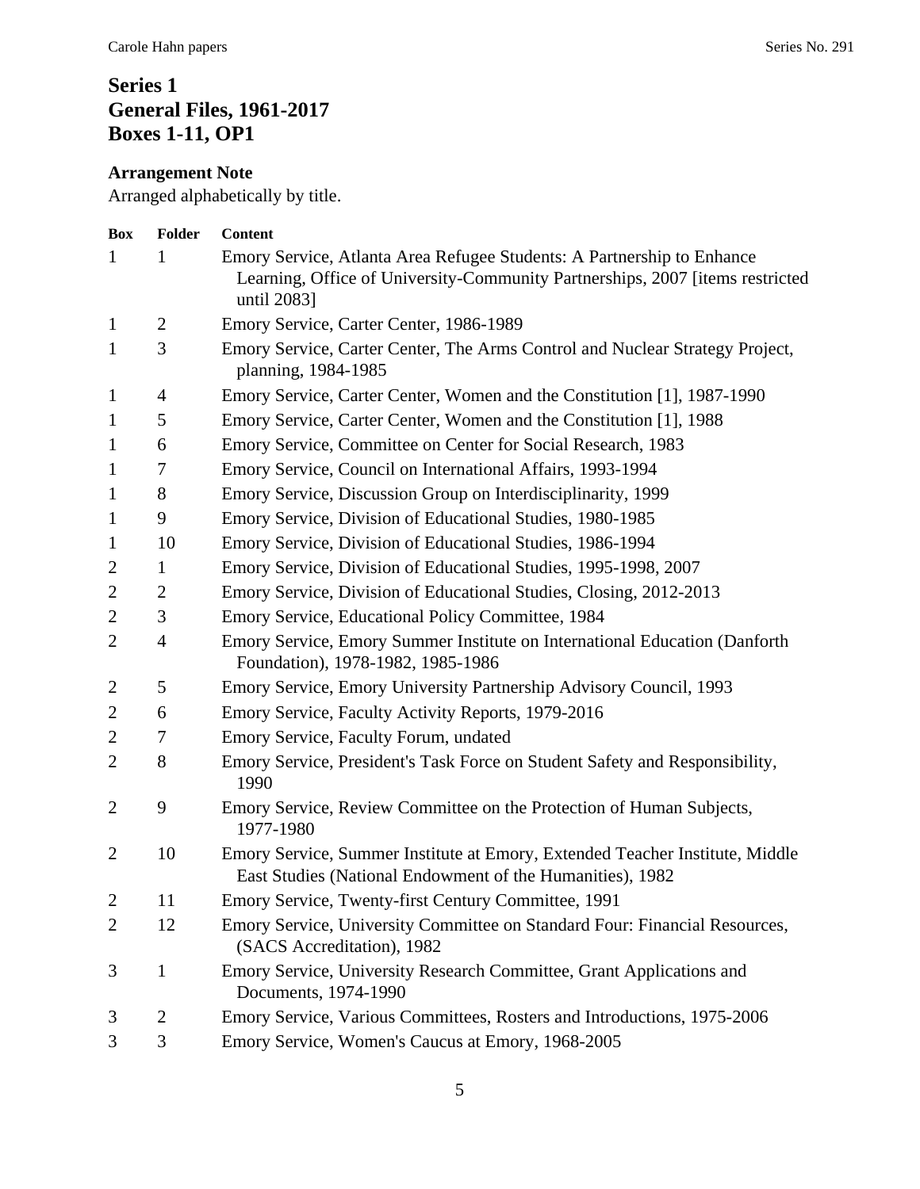## Series 1
## General Files, 1961-2017
## Boxes 1-11, OP1

**Arrangement Note**
Arranged alphabetically by title.

| Box | Folder | Content |
|---|---|---|
| 1 | 1 | Emory Service, Atlanta Area Refugee Students: A Partnership to Enhance Learning, Office of University-Community Partnerships, 2007 [items restricted until 2083] |
| 1 | 2 | Emory Service, Carter Center, 1986-1989 |
| 1 | 3 | Emory Service, Carter Center, The Arms Control and Nuclear Strategy Project, planning, 1984-1985 |
| 1 | 4 | Emory Service, Carter Center, Women and the Constitution [1], 1987-1990 |
| 1 | 5 | Emory Service, Carter Center, Women and the Constitution [1], 1988 |
| 1 | 6 | Emory Service, Committee on Center for Social Research, 1983 |
| 1 | 7 | Emory Service, Council on International Affairs, 1993-1994 |
| 1 | 8 | Emory Service, Discussion Group on Interdisciplinarity, 1999 |
| 1 | 9 | Emory Service, Division of Educational Studies, 1980-1985 |
| 1 | 10 | Emory Service, Division of Educational Studies, 1986-1994 |
| 2 | 1 | Emory Service, Division of Educational Studies, 1995-1998, 2007 |
| 2 | 2 | Emory Service, Division of Educational Studies, Closing, 2012-2013 |
| 2 | 3 | Emory Service, Educational Policy Committee, 1984 |
| 2 | 4 | Emory Service, Emory Summer Institute on International Education (Danforth Foundation), 1978-1982, 1985-1986 |
| 2 | 5 | Emory Service, Emory University Partnership Advisory Council, 1993 |
| 2 | 6 | Emory Service, Faculty Activity Reports, 1979-2016 |
| 2 | 7 | Emory Service, Faculty Forum, undated |
| 2 | 8 | Emory Service, President's Task Force on Student Safety and Responsibility, 1990 |
| 2 | 9 | Emory Service, Review Committee on the Protection of Human Subjects, 1977-1980 |
| 2 | 10 | Emory Service, Summer Institute at Emory, Extended Teacher Institute, Middle East Studies (National Endowment of the Humanities), 1982 |
| 2 | 11 | Emory Service, Twenty-first Century Committee, 1991 |
| 2 | 12 | Emory Service, University Committee on Standard Four: Financial Resources, (SACS Accreditation), 1982 |
| 3 | 1 | Emory Service, University Research Committee, Grant Applications and Documents, 1974-1990 |
| 3 | 2 | Emory Service, Various Committees, Rosters and Introductions, 1975-2006 |
| 3 | 3 | Emory Service, Women's Caucus at Emory, 1968-2005 |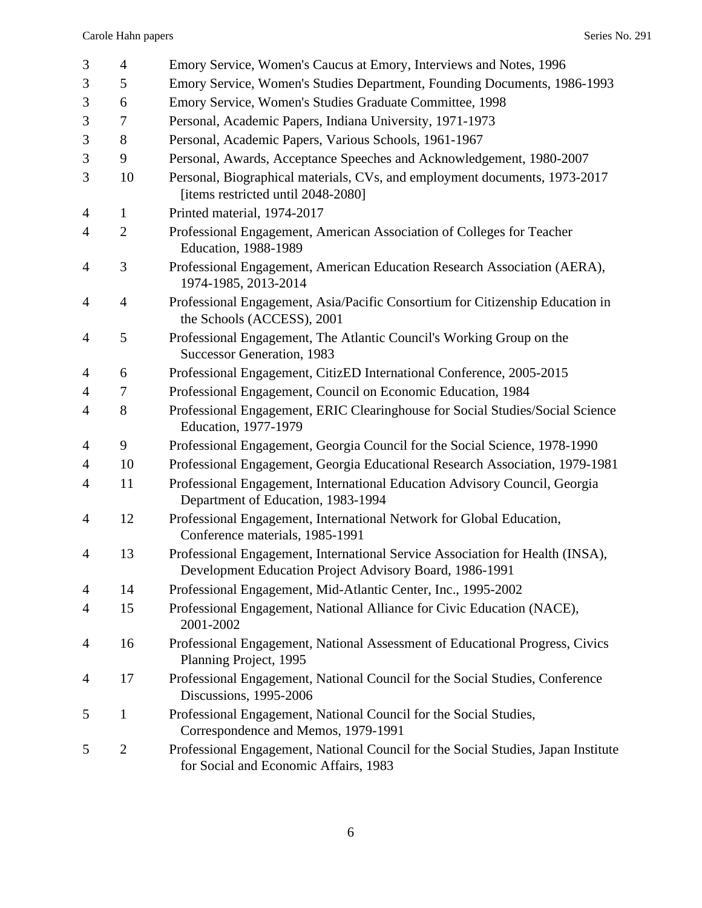| | | |
|---|---|---|
| 3 | 4 | Emory Service, Women's Caucus at Emory, Interviews and Notes, 1996 |
| 3 | 5 | Emory Service, Women's Studies Department, Founding Documents, 1986-1993 |
| 3 | 6 | Emory Service, Women's Studies Graduate Committee, 1998 |
| 3 | 7 | Personal, Academic Papers, Indiana University, 1971-1973 |
| 3 | 8 | Personal, Academic Papers, Various Schools, 1961-1967 |
| 3 | 9 | Personal, Awards, Acceptance Speeches and Acknowledgement, 1980-2007 |
| 3 | 10 | Personal, Biographical materials, CVs, and employment documents, 1973-2017 [items restricted until 2048-2080] |
| 4 | 1 | Printed material, 1974-2017 |
| 4 | 2 | Professional Engagement, American Association of Colleges for Teacher Education, 1988-1989 |
| 4 | 3 | Professional Engagement, American Education Research Association (AERA), 1974-1985, 2013-2014 |
| 4 | 4 | Professional Engagement, Asia/Pacific Consortium for Citizenship Education in the Schools (ACCESS), 2001 |
| 4 | 5 | Professional Engagement, The Atlantic Council's Working Group on the Successor Generation, 1983 |
| 4 | 6 | Professional Engagement, CitizED International Conference, 2005-2015 |
| 4 | 7 | Professional Engagement, Council on Economic Education, 1984 |
| 4 | 8 | Professional Engagement, ERIC Clearinghouse for Social Studies/Social Science Education, 1977-1979 |
| 4 | 9 | Professional Engagement, Georgia Council for the Social Science, 1978-1990 |
| 4 | 10 | Professional Engagement, Georgia Educational Research Association, 1979-1981 |
| 4 | 11 | Professional Engagement, International Education Advisory Council, Georgia Department of Education, 1983-1994 |
| 4 | 12 | Professional Engagement, International Network for Global Education, Conference materials, 1985-1991 |
| 4 | 13 | Professional Engagement, International Service Association for Health (INSA), Development Education Project Advisory Board, 1986-1991 |
| 4 | 14 | Professional Engagement, Mid-Atlantic Center, Inc., 1995-2002 |
| 4 | 15 | Professional Engagement, National Alliance for Civic Education (NACE), 2001-2002 |
| 4 | 16 | Professional Engagement, National Assessment of Educational Progress, Civics Planning Project, 1995 |
| 4 | 17 | Professional Engagement, National Council for the Social Studies, Conference Discussions, 1995-2006 |
| 5 | 1 | Professional Engagement, National Council for the Social Studies, Correspondence and Memos, 1979-1991 |
| 5 | 2 | Professional Engagement, National Council for the Social Studies, Japan Institute for Social and Economic Affairs, 1983 |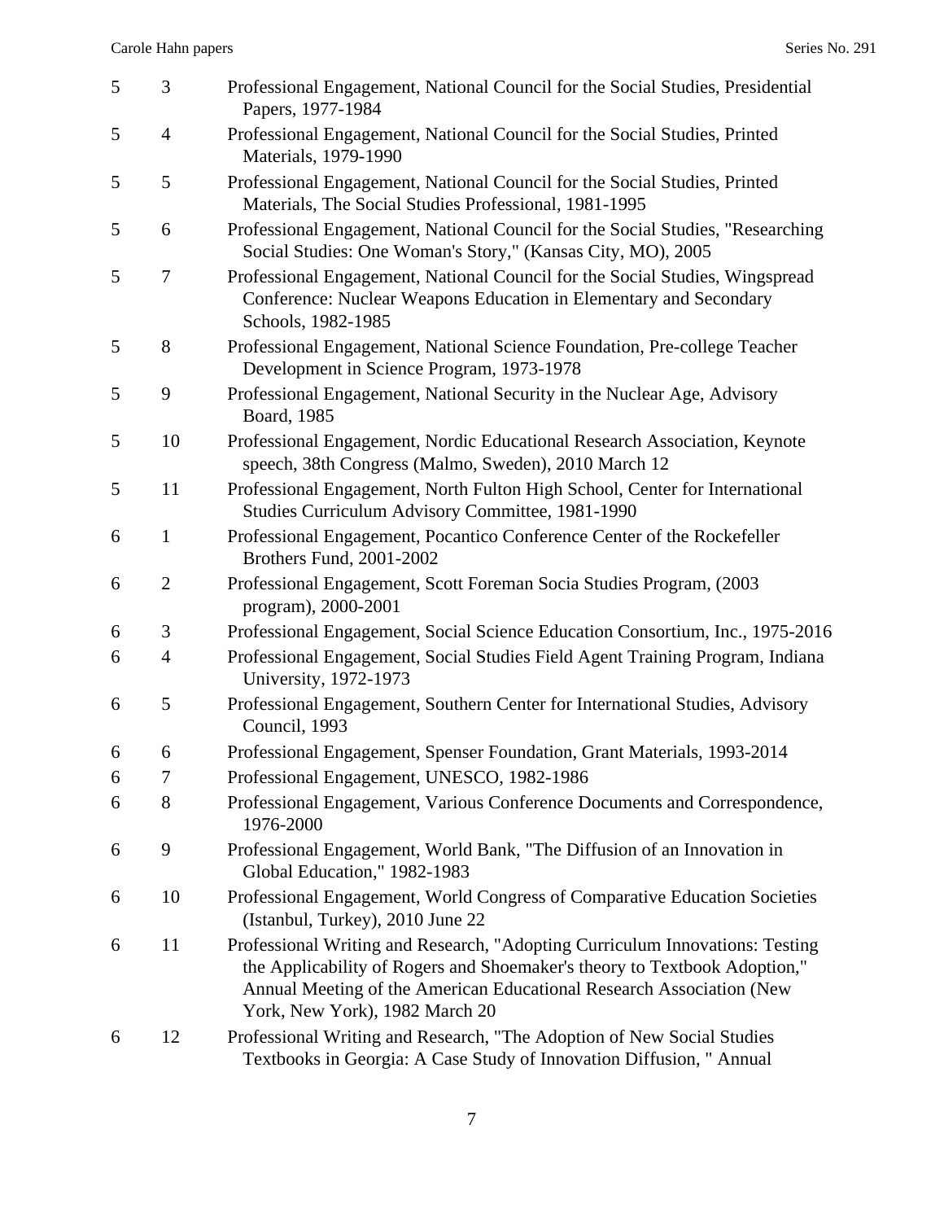| | | |
|---|---|---|
| 5 | 3 | Professional Engagement, National Council for the Social Studies, Presidential Papers, 1977-1984 |
| 5 | 4 | Professional Engagement, National Council for the Social Studies, Printed Materials, 1979-1990 |
| 5 | 5 | Professional Engagement, National Council for the Social Studies, Printed Materials, The Social Studies Professional, 1981-1995 |
| 5 | 6 | Professional Engagement, National Council for the Social Studies, "Researching Social Studies: One Woman's Story," (Kansas City, MO), 2005 |
| 5 | 7 | Professional Engagement, National Council for the Social Studies, Wingspread Conference: Nuclear Weapons Education in Elementary and Secondary Schools, 1982-1985 |
| 5 | 8 | Professional Engagement, National Science Foundation, Pre-college Teacher Development in Science Program, 1973-1978 |
| 5 | 9 | Professional Engagement, National Security in the Nuclear Age, Advisory Board, 1985 |
| 5 | 10 | Professional Engagement, Nordic Educational Research Association, Keynote speech, 38th Congress (Malmo, Sweden), 2010 March 12 |
| 5 | 11 | Professional Engagement, North Fulton High School, Center for International Studies Curriculum Advisory Committee, 1981-1990 |
| 6 | 1 | Professional Engagement, Pocantico Conference Center of the Rockefeller Brothers Fund, 2001-2002 |
| 6 | 2 | Professional Engagement, Scott Foreman Socia Studies Program, (2003 program), 2000-2001 |
| 6 | 3 | Professional Engagement, Social Science Education Consortium, Inc., 1975-2016 |
| 6 | 4 | Professional Engagement, Social Studies Field Agent Training Program, Indiana University, 1972-1973 |
| 6 | 5 | Professional Engagement, Southern Center for International Studies, Advisory Council, 1993 |
| 6 | 6 | Professional Engagement, Spenser Foundation, Grant Materials, 1993-2014 |
| 6 | 7 | Professional Engagement, UNESCO, 1982-1986 |
| 6 | 8 | Professional Engagement, Various Conference Documents and Correspondence, 1976-2000 |
| 6 | 9 | Professional Engagement, World Bank, "The Diffusion of an Innovation in Global Education," 1982-1983 |
| 6 | 10 | Professional Engagement, World Congress of Comparative Education Societies (Istanbul, Turkey), 2010 June 22 |
| 6 | 11 | Professional Writing and Research, "Adopting Curriculum Innovations: Testing the Applicability of Rogers and Shoemaker's theory to Textbook Adoption," Annual Meeting of the American Educational Research Association (New York, New York), 1982 March 20 |
| 6 | 12 | Professional Writing and Research, "The Adoption of New Social Studies Textbooks in Georgia: A Case Study of Innovation Diffusion, " Annual |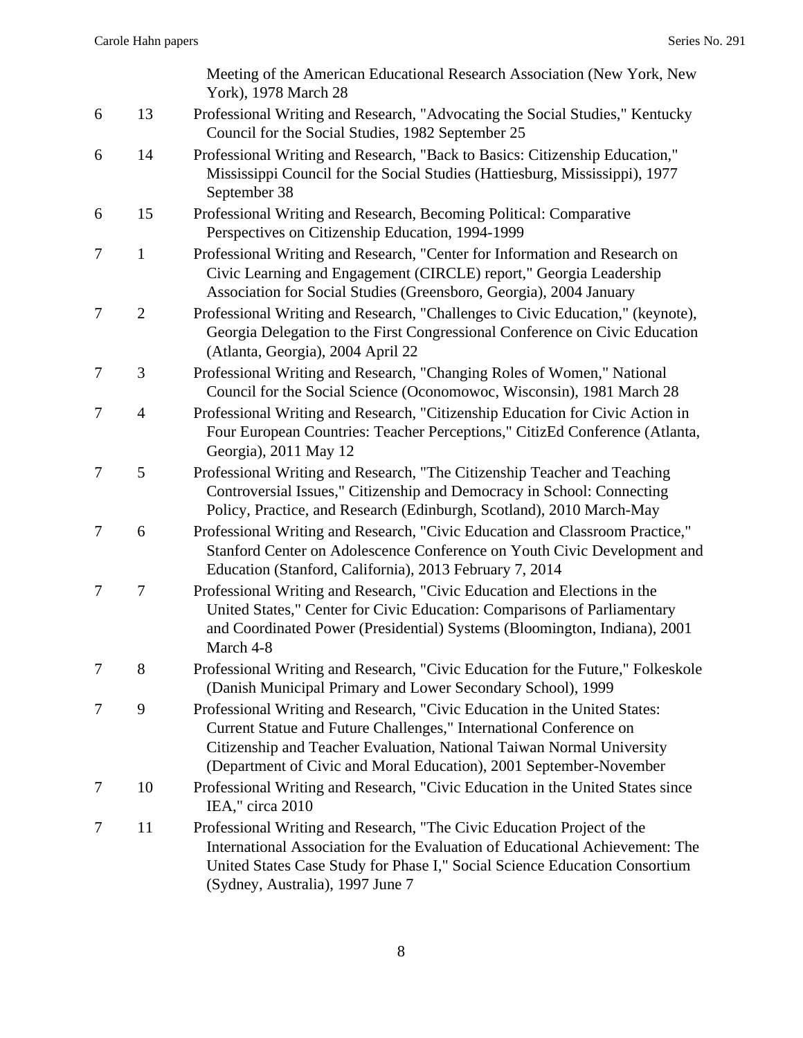| Box | Folder | Title |
|---|---|---|
| | | Meeting of the American Educational Research Association (New York, New York), 1978 March 28 |
| 6 | 13 | Professional Writing and Research, "Advocating the Social Studies," Kentucky Council for the Social Studies, 1982 September 25 |
| 6 | 14 | Professional Writing and Research, "Back to Basics: Citizenship Education," Mississippi Council for the Social Studies (Hattiesburg, Mississippi), 1977 September 38 |
| 6 | 15 | Professional Writing and Research, Becoming Political: Comparative Perspectives on Citizenship Education, 1994-1999 |
| 7 | 1 | Professional Writing and Research, "Center for Information and Research on Civic Learning and Engagement (CIRCLE) report," Georgia Leadership Association for Social Studies (Greensboro, Georgia), 2004 January |
| 7 | 2 | Professional Writing and Research, "Challenges to Civic Education," (keynote), Georgia Delegation to the First Congressional Conference on Civic Education (Atlanta, Georgia), 2004 April 22 |
| 7 | 3 | Professional Writing and Research, "Changing Roles of Women," National Council for the Social Science (Oconomowoc, Wisconsin), 1981 March 28 |
| 7 | 4 | Professional Writing and Research, "Citizenship Education for Civic Action in Four European Countries: Teacher Perceptions," CitizEd Conference (Atlanta, Georgia), 2011 May 12 |
| 7 | 5 | Professional Writing and Research, "The Citizenship Teacher and Teaching Controversial Issues," Citizenship and Democracy in School: Connecting Policy, Practice, and Research (Edinburgh, Scotland), 2010 March-May |
| 7 | 6 | Professional Writing and Research, "Civic Education and Classroom Practice," Stanford Center on Adolescence Conference on Youth Civic Development and Education (Stanford, California), 2013 February 7, 2014 |
| 7 | 7 | Professional Writing and Research, "Civic Education and Elections in the United States," Center for Civic Education: Comparisons of Parliamentary and Coordinated Power (Presidential) Systems (Bloomington, Indiana), 2001 March 4-8 |
| 7 | 8 | Professional Writing and Research, "Civic Education for the Future," Folkeskole (Danish Municipal Primary and Lower Secondary School), 1999 |
| 7 | 9 | Professional Writing and Research, "Civic Education in the United States: Current Statue and Future Challenges," International Conference on Citizenship and Teacher Evaluation, National Taiwan Normal University (Department of Civic and Moral Education), 2001 September-November |
| 7 | 10 | Professional Writing and Research, "Civic Education in the United States since IEA," circa 2010 |
| 7 | 11 | Professional Writing and Research, "The Civic Education Project of the International Association for the Evaluation of Educational Achievement: The United States Case Study for Phase I," Social Science Education Consortium (Sydney, Australia), 1997 June 7 |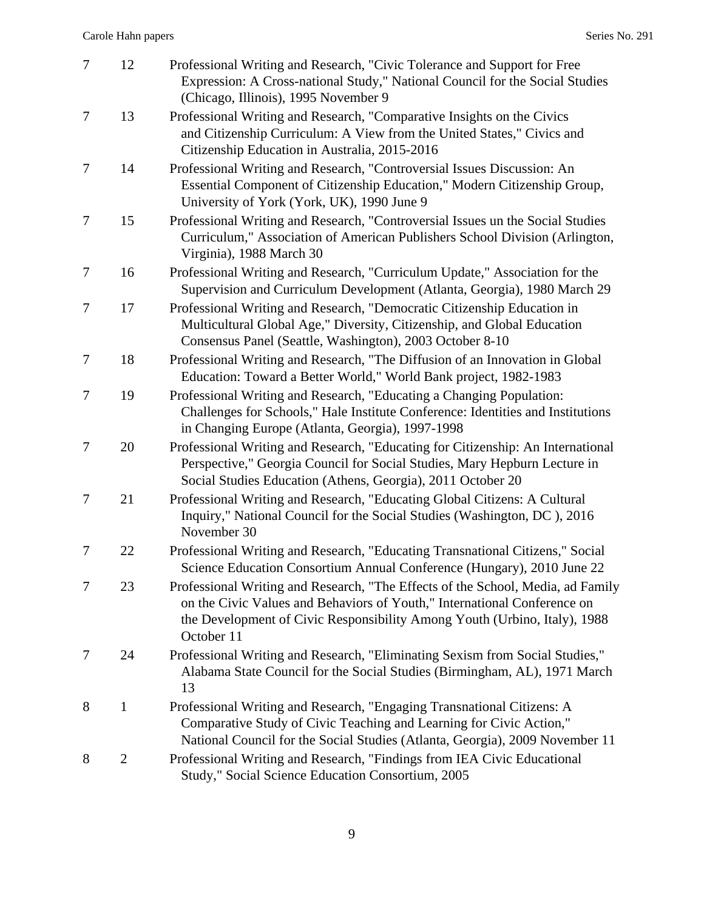| | | |
|---|---|---|
| 7 | 12 | Professional Writing and Research, "Civic Tolerance and Support for Free Expression: A Cross-national Study," National Council for the Social Studies (Chicago, Illinois), 1995 November 9 |
| 7 | 13 | Professional Writing and Research, "Comparative Insights on the Civics and Citizenship Curriculum: A View from the United States," Civics and Citizenship Education in Australia, 2015-2016 |
| 7 | 14 | Professional Writing and Research, "Controversial Issues Discussion: An Essential Component of Citizenship Education," Modern Citizenship Group, University of York (York, UK), 1990 June 9 |
| 7 | 15 | Professional Writing and Research, "Controversial Issues un the Social Studies Curriculum," Association of American Publishers School Division (Arlington, Virginia), 1988 March 30 |
| 7 | 16 | Professional Writing and Research, "Curriculum Update," Association for the Supervision and Curriculum Development (Atlanta, Georgia), 1980 March 29 |
| 7 | 17 | Professional Writing and Research, "Democratic Citizenship Education in Multicultural Global Age," Diversity, Citizenship, and Global Education Consensus Panel (Seattle, Washington), 2003 October 8-10 |
| 7 | 18 | Professional Writing and Research, "The Diffusion of an Innovation in Global Education: Toward a Better World," World Bank project, 1982-1983 |
| 7 | 19 | Professional Writing and Research, "Educating a Changing Population: Challenges for Schools," Hale Institute Conference: Identities and Institutions in Changing Europe (Atlanta, Georgia), 1997-1998 |
| 7 | 20 | Professional Writing and Research, "Educating for Citizenship: An International Perspective," Georgia Council for Social Studies, Mary Hepburn Lecture in Social Studies Education (Athens, Georgia), 2011 October 20 |
| 7 | 21 | Professional Writing and Research, "Educating Global Citizens: A Cultural Inquiry," National Council for the Social Studies (Washington, DC ), 2016 November 30 |
| 7 | 22 | Professional Writing and Research, "Educating Transnational Citizens," Social Science Education Consortium Annual Conference (Hungary), 2010 June 22 |
| 7 | 23 | Professional Writing and Research, "The Effects of the School, Media, ad Family on the Civic Values and Behaviors of Youth," International Conference on the Development of Civic Responsibility Among Youth (Urbino, Italy), 1988 October 11 |
| 7 | 24 | Professional Writing and Research, "Eliminating Sexism from Social Studies," Alabama State Council for the Social Studies (Birmingham, AL), 1971 March 13 |
| 8 | 1 | Professional Writing and Research, "Engaging Transnational Citizens: A Comparative Study of Civic Teaching and Learning for Civic Action," National Council for the Social Studies (Atlanta, Georgia), 2009 November 11 |
| 8 | 2 | Professional Writing and Research, "Findings from IEA Civic Educational Study," Social Science Education Consortium, 2005 |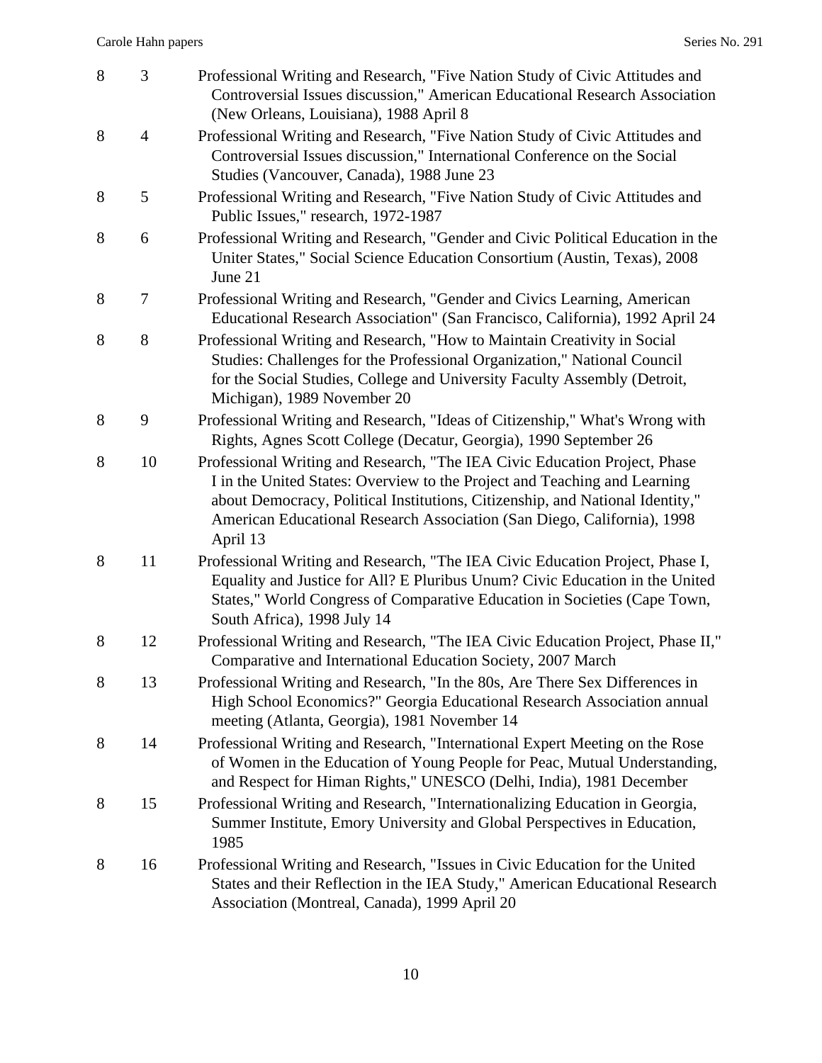| | | |
|---|---|---|
| 8 | 3 | Professional Writing and Research, "Five Nation Study of Civic Attitudes and Controversial Issues discussion," American Educational Research Association (New Orleans, Louisiana), 1988 April 8 |
| 8 | 4 | Professional Writing and Research, "Five Nation Study of Civic Attitudes and Controversial Issues discussion," International Conference on the Social Studies (Vancouver, Canada), 1988 June 23 |
| 8 | 5 | Professional Writing and Research, "Five Nation Study of Civic Attitudes and Public Issues," research, 1972-1987 |
| 8 | 6 | Professional Writing and Research, "Gender and Civic Political Education in the Uniter States," Social Science Education Consortium (Austin, Texas), 2008 June 21 |
| 8 | 7 | Professional Writing and Research, "Gender and Civics Learning, American Educational Research Association" (San Francisco, California), 1992 April 24 |
| 8 | 8 | Professional Writing and Research, "How to Maintain Creativity in Social Studies: Challenges for the Professional Organization," National Council for the Social Studies, College and University Faculty Assembly (Detroit, Michigan), 1989 November 20 |
| 8 | 9 | Professional Writing and Research, "Ideas of Citizenship," What's Wrong with Rights, Agnes Scott College (Decatur, Georgia), 1990 September 26 |
| 8 | 10 | Professional Writing and Research, "The IEA Civic Education Project, Phase I in the United States: Overview to the Project and Teaching and Learning about Democracy, Political Institutions, Citizenship, and National Identity," American Educational Research Association (San Diego, California), 1998 April 13 |
| 8 | 11 | Professional Writing and Research, "The IEA Civic Education Project, Phase I, Equality and Justice for All? E Pluribus Unum? Civic Education in the United States," World Congress of Comparative Education in Societies (Cape Town, South Africa), 1998 July 14 |
| 8 | 12 | Professional Writing and Research, "The IEA Civic Education Project, Phase II," Comparative and International Education Society, 2007 March |
| 8 | 13 | Professional Writing and Research, "In the 80s, Are There Sex Differences in High School Economics?" Georgia Educational Research Association annual meeting (Atlanta, Georgia), 1981 November 14 |
| 8 | 14 | Professional Writing and Research, "International Expert Meeting on the Rose of Women in the Education of Young People for Peac, Mutual Understanding, and Respect for Himan Rights," UNESCO (Delhi, India), 1981 December |
| 8 | 15 | Professional Writing and Research, "Internationalizing Education in Georgia, Summer Institute, Emory University and Global Perspectives in Education, 1985 |
| 8 | 16 | Professional Writing and Research, "Issues in Civic Education for the United States and their Reflection in the IEA Study," American Educational Research Association (Montreal, Canada), 1999 April 20 |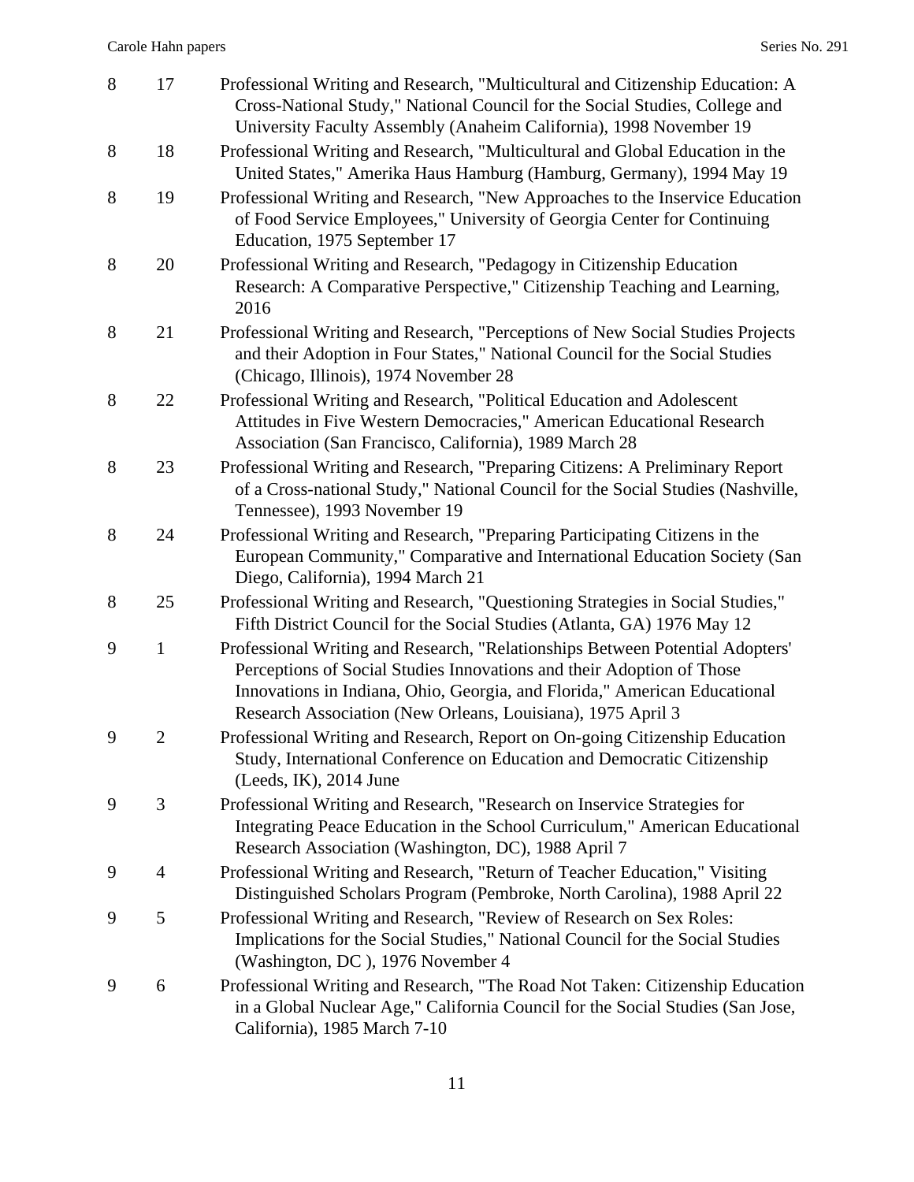| Box | Folder | Description |
|---|---|---|
| 8 | 17 | Professional Writing and Research, "Multicultural and Citizenship Education: A Cross-National Study," National Council for the Social Studies, College and University Faculty Assembly (Anaheim California), 1998 November 19 |
| 8 | 18 | Professional Writing and Research, "Multicultural and Global Education in the United States," Amerika Haus Hamburg (Hamburg, Germany), 1994 May 19 |
| 8 | 19 | Professional Writing and Research, "New Approaches to the Inservice Education of Food Service Employees," University of Georgia Center for Continuing Education, 1975 September 17 |
| 8 | 20 | Professional Writing and Research, "Pedagogy in Citizenship Education Research: A Comparative Perspective," Citizenship Teaching and Learning, 2016 |
| 8 | 21 | Professional Writing and Research, "Perceptions of New Social Studies Projects and their Adoption in Four States," National Council for the Social Studies (Chicago, Illinois), 1974 November 28 |
| 8 | 22 | Professional Writing and Research, "Political Education and Adolescent Attitudes in Five Western Democracies," American Educational Research Association (San Francisco, California), 1989 March 28 |
| 8 | 23 | Professional Writing and Research, "Preparing Citizens: A Preliminary Report of a Cross-national Study," National Council for the Social Studies (Nashville, Tennessee), 1993 November 19 |
| 8 | 24 | Professional Writing and Research, "Preparing Participating Citizens in the European Community," Comparative and International Education Society (San Diego, California), 1994 March 21 |
| 8 | 25 | Professional Writing and Research, "Questioning Strategies in Social Studies," Fifth District Council for the Social Studies (Atlanta, GA) 1976 May 12 |
| 9 | 1 | Professional Writing and Research, "Relationships Between Potential Adopters' Perceptions of Social Studies Innovations and their Adoption of Those Innovations in Indiana, Ohio, Georgia, and Florida," American Educational Research Association (New Orleans, Louisiana), 1975 April 3 |
| 9 | 2 | Professional Writing and Research, Report on On-going Citizenship Education Study, International Conference on Education and Democratic Citizenship (Leeds, IK), 2014 June |
| 9 | 3 | Professional Writing and Research, "Research on Inservice Strategies for Integrating Peace Education in the School Curriculum," American Educational Research Association (Washington, DC), 1988 April 7 |
| 9 | 4 | Professional Writing and Research, "Return of Teacher Education," Visiting Distinguished Scholars Program (Pembroke, North Carolina), 1988 April 22 |
| 9 | 5 | Professional Writing and Research, "Review of Research on Sex Roles: Implications for the Social Studies," National Council for the Social Studies (Washington, DC ), 1976 November 4 |
| 9 | 6 | Professional Writing and Research, "The Road Not Taken: Citizenship Education in a Global Nuclear Age," California Council for the Social Studies (San Jose, California), 1985 March 7-10 |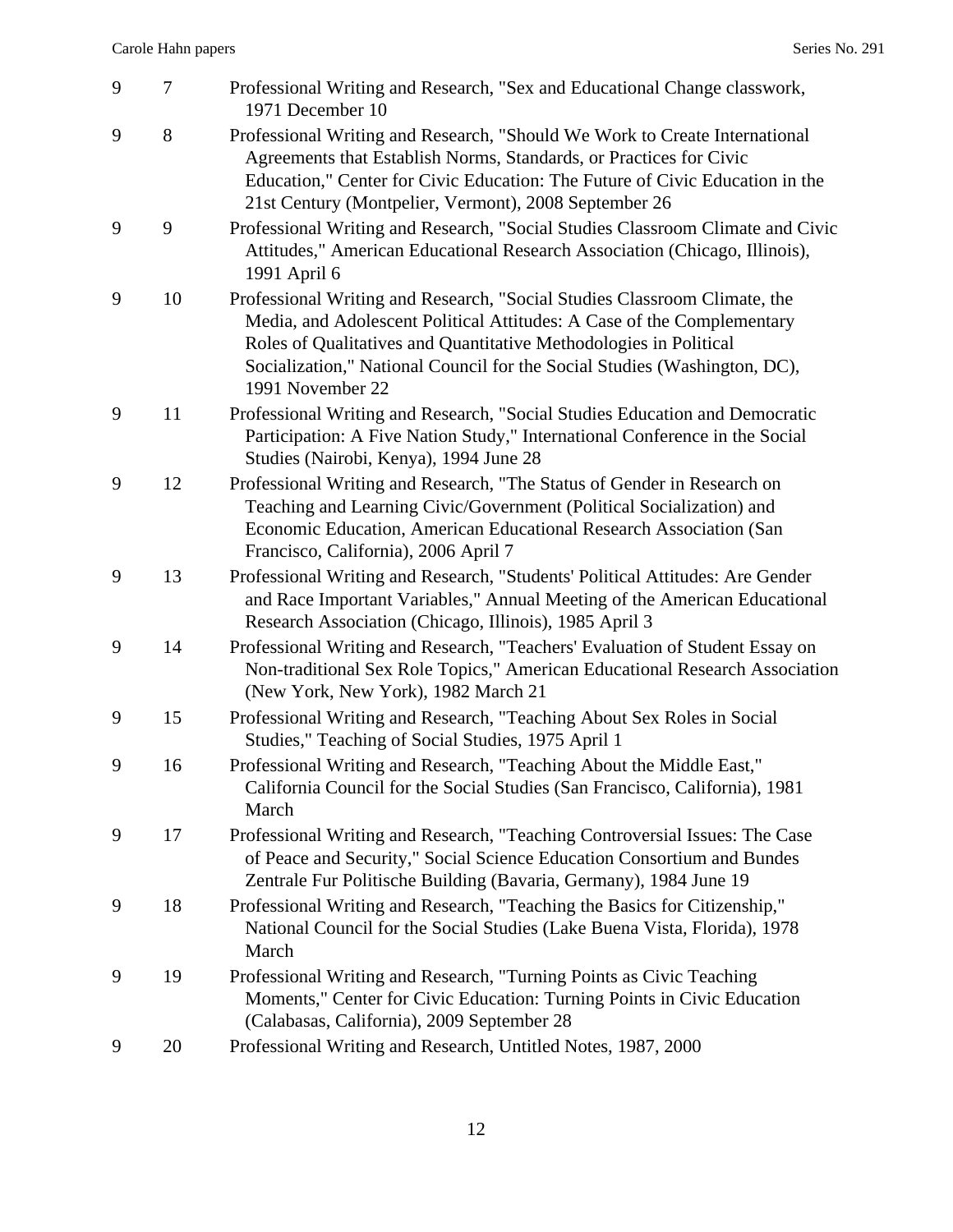| | | |
|---|---|---|
| 9 | 7 | Professional Writing and Research, "Sex and Educational Change classwork, 1971 December 10 |
| 9 | 8 | Professional Writing and Research, "Should We Work to Create International Agreements that Establish Norms, Standards, or Practices for Civic Education," Center for Civic Education: The Future of Civic Education in the 21st Century (Montpelier, Vermont), 2008 September 26 |
| 9 | 9 | Professional Writing and Research, "Social Studies Classroom Climate and Civic Attitudes," American Educational Research Association (Chicago, Illinois), 1991 April 6 |
| 9 | 10 | Professional Writing and Research, "Social Studies Classroom Climate, the Media, and Adolescent Political Attitudes: A Case of the Complementary Roles of Qualitatives and Quantitative Methodologies in Political Socialization," National Council for the Social Studies (Washington, DC), 1991 November 22 |
| 9 | 11 | Professional Writing and Research, "Social Studies Education and Democratic Participation: A Five Nation Study," International Conference in the Social Studies (Nairobi, Kenya), 1994 June 28 |
| 9 | 12 | Professional Writing and Research, "The Status of Gender in Research on Teaching and Learning Civic/Government (Political Socialization) and Economic Education, American Educational Research Association (San Francisco, California), 2006 April 7 |
| 9 | 13 | Professional Writing and Research, "Students' Political Attitudes: Are Gender and Race Important Variables," Annual Meeting of the American Educational Research Association (Chicago, Illinois), 1985 April 3 |
| 9 | 14 | Professional Writing and Research, "Teachers' Evaluation of Student Essay on Non-traditional Sex Role Topics," American Educational Research Association (New York, New York), 1982 March 21 |
| 9 | 15 | Professional Writing and Research, "Teaching About Sex Roles in Social Studies," Teaching of Social Studies, 1975 April 1 |
| 9 | 16 | Professional Writing and Research, "Teaching About the Middle East," California Council for the Social Studies (San Francisco, California), 1981 March |
| 9 | 17 | Professional Writing and Research, "Teaching Controversial Issues: The Case of Peace and Security," Social Science Education Consortium and Bundes Zentrale Fur Politische Building (Bavaria, Germany), 1984 June 19 |
| 9 | 18 | Professional Writing and Research, "Teaching the Basics for Citizenship," National Council for the Social Studies (Lake Buena Vista, Florida), 1978 March |
| 9 | 19 | Professional Writing and Research, "Turning Points as Civic Teaching Moments," Center for Civic Education: Turning Points in Civic Education (Calabasas, California), 2009 September 28 |
| 9 | 20 | Professional Writing and Research, Untitled Notes, 1987, 2000 |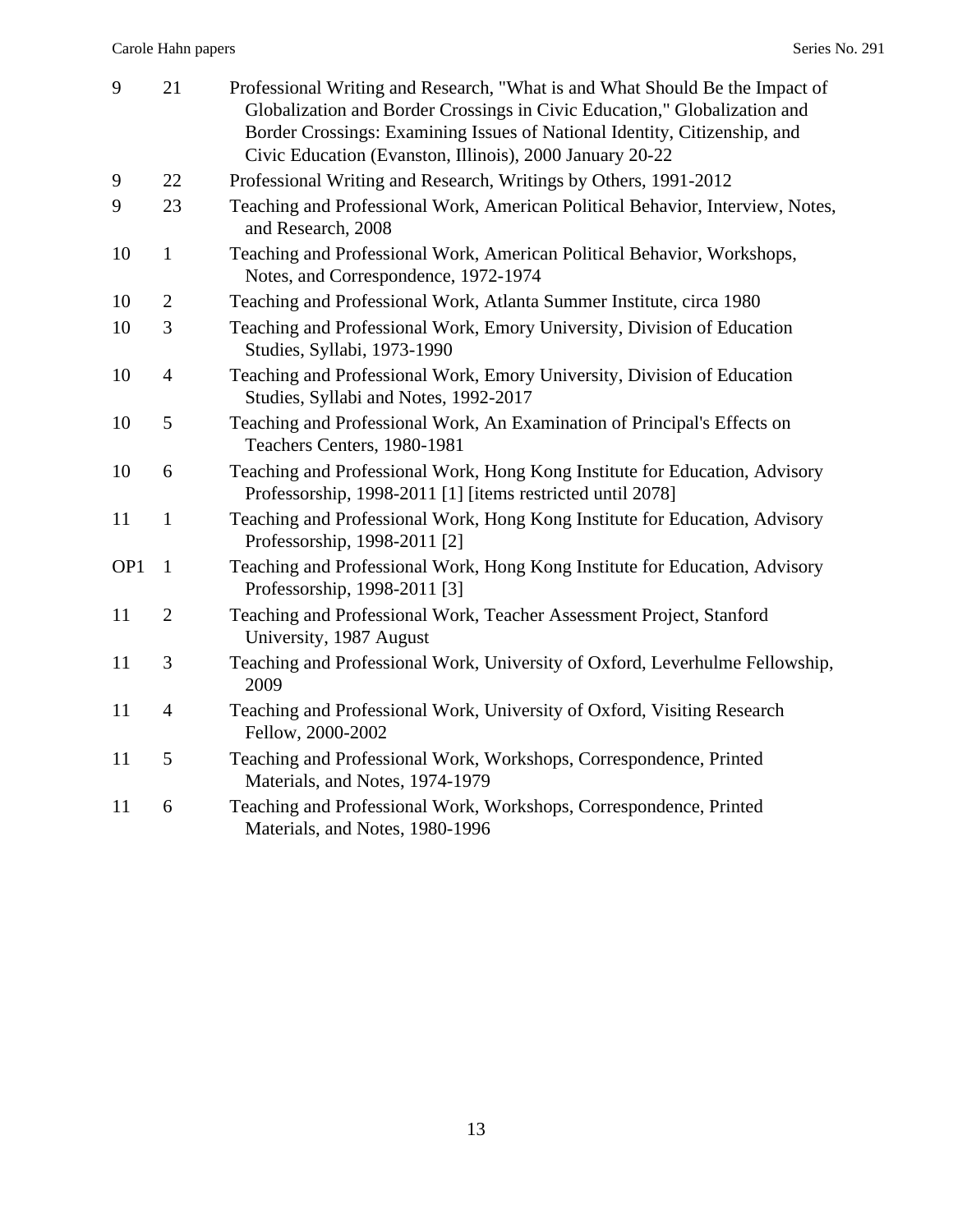| | | |
|---|---|---|
| 9 | 21 | Professional Writing and Research, "What is and What Should Be the Impact of Globalization and Border Crossings in Civic Education," Globalization and Border Crossings: Examining Issues of National Identity, Citizenship, and Civic Education (Evanston, Illinois), 2000 January 20-22 |
| 9 | 22 | Professional Writing and Research, Writings by Others, 1991-2012 |
| 9 | 23 | Teaching and Professional Work, American Political Behavior, Interview, Notes, and Research, 2008 |
| 10 | 1 | Teaching and Professional Work, American Political Behavior, Workshops, Notes, and Correspondence, 1972-1974 |
| 10 | 2 | Teaching and Professional Work, Atlanta Summer Institute, circa 1980 |
| 10 | 3 | Teaching and Professional Work, Emory University, Division of Education Studies, Syllabi, 1973-1990 |
| 10 | 4 | Teaching and Professional Work, Emory University, Division of Education Studies, Syllabi and Notes, 1992-2017 |
| 10 | 5 | Teaching and Professional Work, An Examination of Principal's Effects on Teachers Centers, 1980-1981 |
| 10 | 6 | Teaching and Professional Work, Hong Kong Institute for Education, Advisory Professorship, 1998-2011 [1] [items restricted until 2078] |
| 11 | 1 | Teaching and Professional Work, Hong Kong Institute for Education, Advisory Professorship, 1998-2011 [2] |
| OP1 | 1 | Teaching and Professional Work, Hong Kong Institute for Education, Advisory Professorship, 1998-2011 [3] |
| 11 | 2 | Teaching and Professional Work, Teacher Assessment Project, Stanford University, 1987 August |
| 11 | 3 | Teaching and Professional Work, University of Oxford, Leverhulme Fellowship, 2009 |
| 11 | 4 | Teaching and Professional Work, University of Oxford, Visiting Research Fellow, 2000-2002 |
| 11 | 5 | Teaching and Professional Work, Workshops, Correspondence, Printed Materials, and Notes, 1974-1979 |
| 11 | 6 | Teaching and Professional Work, Workshops, Correspondence, Printed Materials, and Notes, 1980-1996 |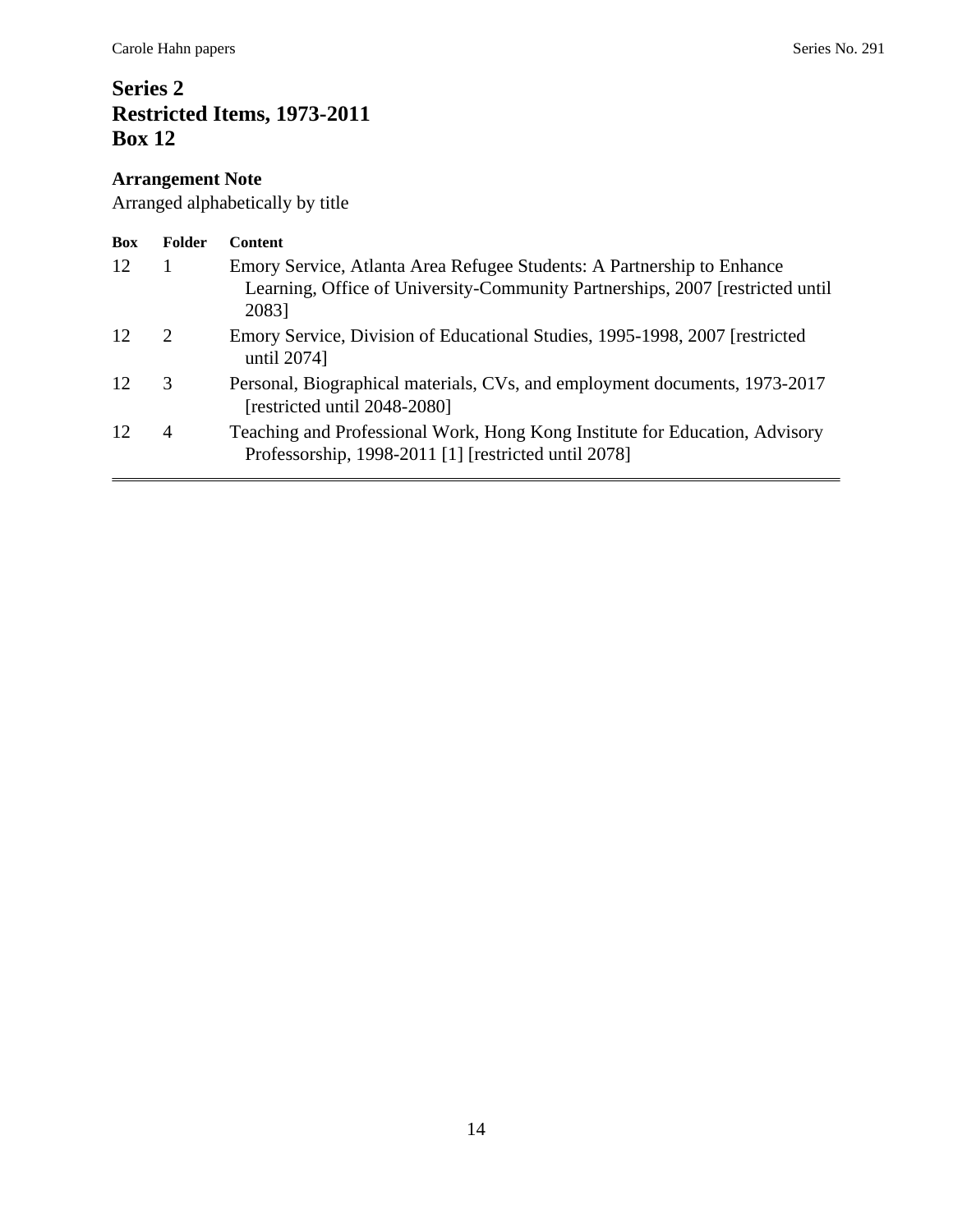# Series 2
# Restricted Items, 1973-2011
# Box 12

### Arrangement Note

Arranged alphabetically by title

| Box | Folder | Content |
|---|---|---|
| 12 | 1 | Emory Service, Atlanta Area Refugee Students: A Partnership to Enhance Learning, Office of University-Community Partnerships, 2007 [restricted until 2083] |
| 12 | 2 | Emory Service, Division of Educational Studies, 1995-1998, 2007 [restricted until 2074] |
| 12 | 3 | Personal, Biographical materials, CVs, and employment documents, 1973-2017 [restricted until 2048-2080] |
| 12 | 4 | Teaching and Professional Work, Hong Kong Institute for Education, Advisory Professorship, 1998-2011 [1] [restricted until 2078] |